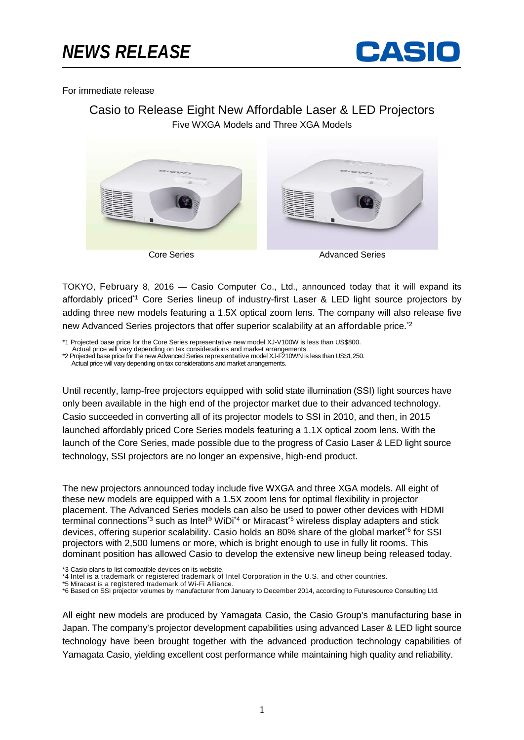# NEWS RELEASE

CASIO

For immediate release

## Casio to Release Eight New Affordable Laser & LED Projectors

Five WXGA Models and Three XGA Models

Core Series

Advanced Series

TOKYO, February 8, 2016 — Casio Computer Co., Ltd., announced today that it will expand its affordably priced[*1] Core Series lineup of industry-first Laser & LED light source projectors by adding three new models featuring a 1.5X optical zoom lens. The company will also release five new Advanced Series projectors that offer superior scalability at an affordable price.[*2]

*1 Projected base price for the Core Series representative new model XJ-V100W is less than US$800.
Actual price will vary depending on tax considerations and market arrangements.
*2 Projected base price for the new Advanced Series representative model XJ-F210WN is less than US$1,250.
Actual price will vary depending on tax considerations and market arrangements.

Until recently, lamp-free projectors equipped with solid state illumination (SSI) light sources have only been available in the high end of the projector market due to their advanced technology. Casio succeeded in converting all of its projector models to SSI in 2010, and then, in 2015 launched affordably priced Core Series models featuring a 1.1X optical zoom lens. With the launch of the Core Series, made possible due to the progress of Casio Laser & LED light source technology, SSI projectors are no longer an expensive, high-end product.

The new projectors announced today include five WXGA and three XGA models. All eight of these new models are equipped with a 1.5X zoom lens for optimal flexibility in projector placement. The Advanced Series models can also be used to power other devices with HDMI terminal connections[*3] such as Intel® WiDi[*4] or Miracast[*5] wireless display adapters and stick devices, offering superior scalability. Casio holds an 80% share of the global market[*6] for SSI projectors with 2,500 lumens or more, which is bright enough to use in fully lit rooms. This dominant position has allowed Casio to develop the extensive new lineup being released today.

*3 Casio plans to list compatible devices on its website.
*4 Intel is a trademark or registered trademark of Intel Corporation in the U.S. and other countries.
*5 Miracast is a registered trademark of Wi-Fi Alliance.
*6 Based on SSI projector volumes by manufacturer from January to December 2014, according to Futuresource Consulting Ltd.

All eight new models are produced by Yamagata Casio, the Casio Group's manufacturing base in Japan. The company's projector development capabilities using advanced Laser & LED light source technology have been brought together with the advanced production technology capabilities of Yamagata Casio, yielding excellent cost performance while maintaining high quality and reliability.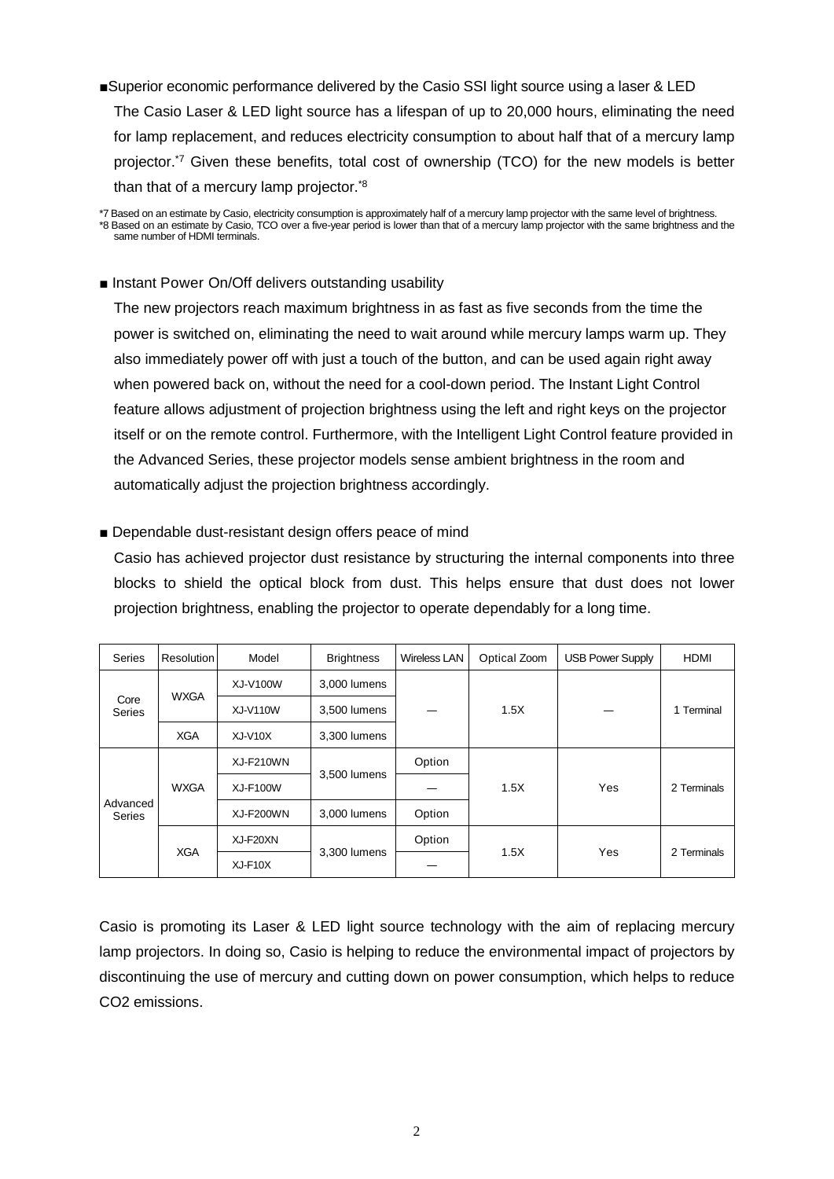■Superior economic performance delivered by the Casio SSI light source using a laser & LED

The Casio Laser & LED light source has a lifespan of up to 20,000 hours, eliminating the need for lamp replacement, and reduces electricity consumption to about half that of a mercury lamp projector.[*7] Given these benefits, total cost of ownership (TCO) for the new models is better than that of a mercury lamp projector.[*8]

*7 Based on an estimate by Casio, electricity consumption is approximately half of a mercury lamp projector with the same level of brightness.
*8 Based on an estimate by Casio, TCO over a five-year period is lower than that of a mercury lamp projector with the same brightness and the same number of HDMI terminals.

■ Instant Power On/Off delivers outstanding usability

The new projectors reach maximum brightness in as fast as five seconds from the time the power is switched on, eliminating the need to wait around while mercury lamps warm up. They also immediately power off with just a touch of the button, and can be used again right away when powered back on, without the need for a cool-down period. The Instant Light Control feature allows adjustment of projection brightness using the left and right keys on the projector itself or on the remote control. Furthermore, with the Intelligent Light Control feature provided in the Advanced Series, these projector models sense ambient brightness in the room and automatically adjust the projection brightness accordingly.

■ Dependable dust-resistant design offers peace of mind

Casio has achieved projector dust resistance by structuring the internal components into three blocks to shield the optical block from dust. This helps ensure that dust does not lower projection brightness, enabling the projector to operate dependably for a long time.

| Series | Resolution | Model | Brightness | Wireless LAN | Optical Zoom | USB Power Supply | HDMI |
|---|---|---|---|---|---|---|---|
| Core Series | WXGA | XJ-V100W | 3,000 lumens | — | 1.5X | — | 1 Terminal |
| | | XJ-V110W | 3,500 lumens | | | | |
| | XGA | XJ-V10X | 3,300 lumens | | | | |
| Advanced Series | WXGA | XJ-F210WN | 3,500 lumens | Option | 1.5X | Yes | 2 Terminals |
| | | XJ-F100W | | — | | | |
| | | XJ-F200WN | 3,000 lumens | Option | | | |
| | XGA | XJ-F20XN | 3,300 lumens | Option | 1.5X | Yes | 2 Terminals |
| | | XJ-F10X | | — | | | |

Casio is promoting its Laser & LED light source technology with the aim of replacing mercury lamp projectors. In doing so, Casio is helping to reduce the environmental impact of projectors by discontinuing the use of mercury and cutting down on power consumption, which helps to reduce $CO_2$ emissions.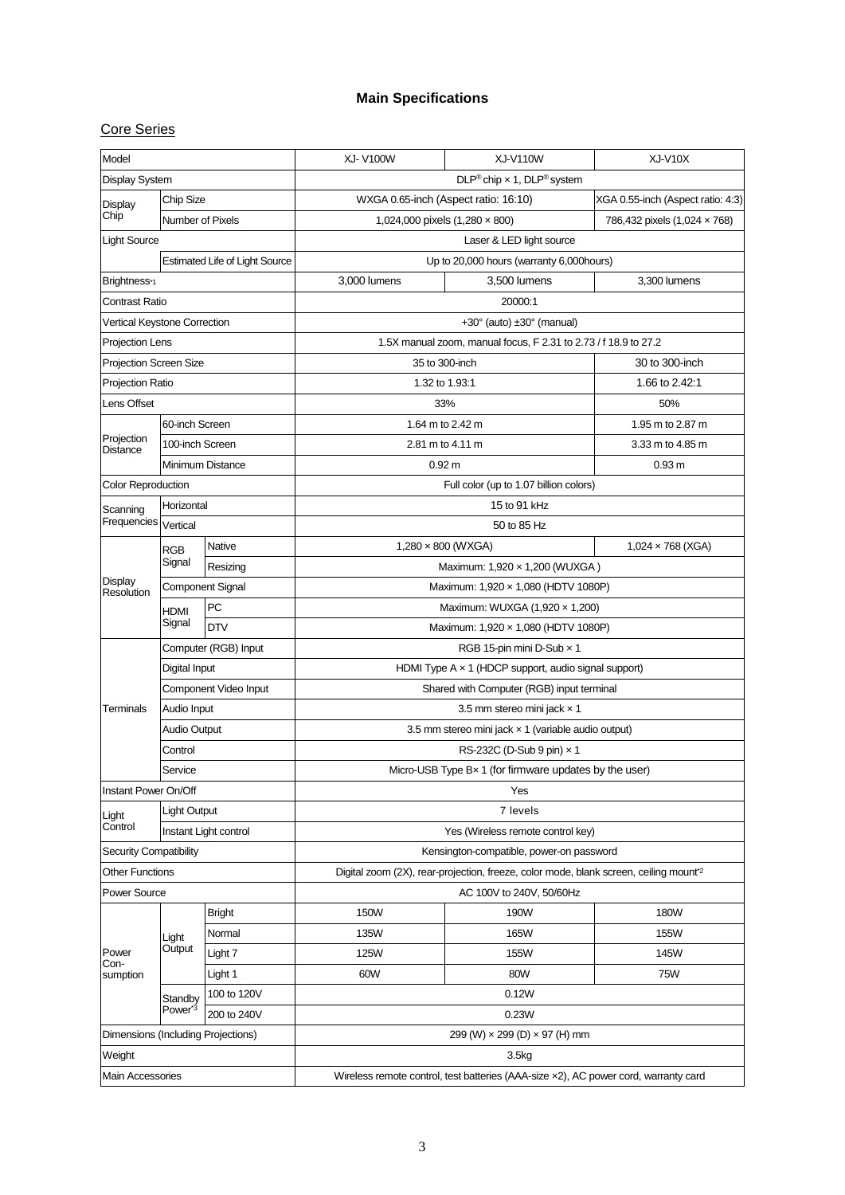# Main Specifications

## Core Series

| Model | | | XJ- V100W | XJ-V110W | XJ-V10X |
|---|---|---|---|---|---|
| Display System | | | DLP® chip × 1, DLP® system | | |
| Display Chip | Chip Size | | WXGA 0.65-inch (Aspect ratio: 16:10) | | XGA 0.55-inch (Aspect ratio: 4:3) |
| | Number of Pixels | | 1,024,000 pixels (1,280 × 800) | | 786,432 pixels (1,024 × 768) |
| Light Source | | | Laser & LED light source | | |
| | Estimated Life of Light Source | | Up to 20,000 hours (warranty 6,000hours) | | |
| Brightness*1 | | | 3,000 lumens | 3,500 lumens | 3,300 lumens |
| Contrast Ratio | | | 20000:1 | | |
| Vertical Keystone Correction | | | +30° (auto) ±30° (manual) | | |
| Projection Lens | | | 1.5X manual zoom, manual focus, F 2.31 to 2.73 / f 18.9 to 27.2 | | |
| Projection Screen Size | | | 35 to 300-inch | | 30 to 300-inch |
| Projection Ratio | | | 1.32 to 1.93:1 | | 1.66 to 2.42:1 |
| Lens Offset | | | 33% | | 50% |
| Projection Distance | 60-inch Screen | | 1.64 m to 2.42 m | | 1.95 m to 2.87 m |
| | 100-inch Screen | | 2.81 m to 4.11 m | | 3.33 m to 4.85 m |
| | Minimum Distance | | 0.92 m | | 0.93 m |
| Color Reproduction | | | Full color (up to 1.07 billion colors) | | |
| Scanning Frequencies | Horizontal | | 15 to 91 kHz | | |
| | Vertical | | 50 to 85 Hz | | |
| Display Resolution | RGB Signal | Native | 1,280 × 800 (WXGA) | | 1,024 × 768 (XGA) |
| | | Resizing | Maximum: 1,920 × 1,200 (WUXGA ) | | |
| | Component Signal | | Maximum: 1,920 × 1,080 (HDTV 1080P) | | |
| | HDMI Signal | PC | Maximum: WUXGA (1,920 × 1,200) | | |
| | | DTV | Maximum: 1,920 × 1,080 (HDTV 1080P) | | |
| Terminals | Computer (RGB) Input | | RGB 15-pin mini D-Sub × 1 | | |
| | Digital Input | | HDMI Type A × 1 (HDCP support, audio signal support) | | |
| | Component Video Input | | Shared with Computer (RGB) input terminal | | |
| | Audio Input | | 3.5 mm stereo mini jack × 1 | | |
| | Audio Output | | 3.5 mm stereo mini jack × 1 (variable audio output) | | |
| | Control | | RS-232C (D-Sub 9 pin) × 1 | | |
| | Service | | Micro-USB Type B× 1 (for firmware updates by the user) | | |
| Instant Power On/Off | | | Yes | | |
| Light Control | Light Output | | 7 levels | | |
| | Instant Light control | | Yes (Wireless remote control key) | | |
| Security Compatibility | | | Kensington-compatible, power-on password | | |
| Other Functions | | | Digital zoom (2X), rear-projection, freeze, color mode, blank screen, ceiling mount*2 | | |
| Power Source | | | AC 100V to 240V, 50/60Hz | | |
| Power Con-sumption | Light Output | Bright | 150W | 190W | 180W |
| | | Normal | 135W | 165W | 155W |
| | | Light 7 | 125W | 155W | 145W |
| | | Light 1 | 60W | 80W | 75W |
| | Standby Power*3 | 100 to 120V | 0.12W | | |
| | | 200 to 240V | 0.23W | | |
| Dimensions (Including Projections) | | | 299 (W) × 299 (D) × 97 (H) mm | | |
| Weight | | | 3.5kg | | |
| Main Accessories | | | Wireless remote control, test batteries (AAA-size ×2), AC power cord, warranty card | | |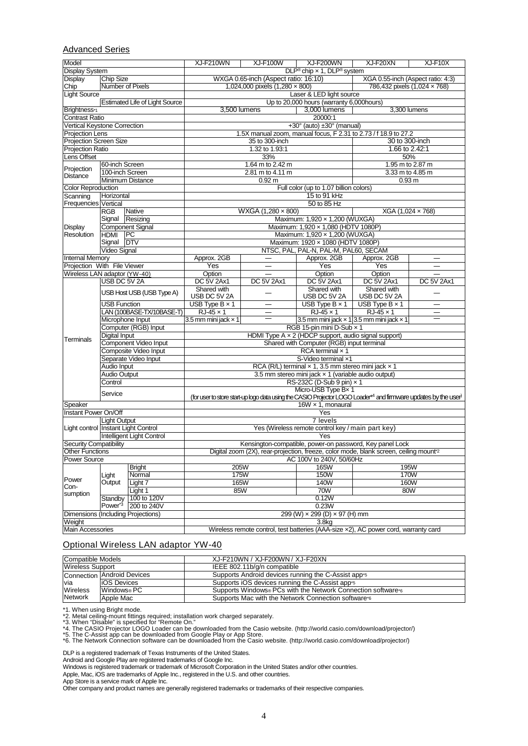## Advanced Series

| Model | | | XJ-F210WN | XJ-F100W | XJ-F200WN | XJ-F20XN | XJ-F10X |
|---|---|---|---|---|---|---|---|
| Display System | | | DLP® chip × 1, DLP® system | | | | |
| Display Chip | Chip Size | | WXGA 0.65-inch (Aspect ratio: 16:10) | | | XGA 0.55-inch (Aspect ratio: 4:3) | |
| | Number of Pixels | | 1,024,000 pixels (1,280 × 800) | | | 786,432 pixels (1,024 × 768) | |
| Light Source | | | Laser & LED light source | | | | |
| | Estimated Life of Light Source | | Up to 20,000 hours (warranty 6,000hours) | | | | |
| Brightness*1 | | | 3,500 lumens | | 3,000 lumens | 3,300 lumens | |
| Contrast Ratio | | | 20000:1 | | | | |
| Vertical Keystone Correction | | | +30° (auto) ±30° (manual) | | | | |
| Projection Lens | | | 1.5X manual zoom, manual focus, F 2.31 to 2.73 / f 18.9 to 27.2 | | | | |
| Projection Screen Size | | | 35 to 300-inch | | | 30 to 300-inch | |
| Projection Ratio | | | 1.32 to 1.93:1 | | | 1.66 to 2.42:1 | |
| Lens Offset | | | 33% | | | 50% | |
| Projection Distance | 60-inch Screen | | 1.64 m to 2.42 m | | | 1.95 m to 2.87 m | |
| | 100-inch Screen | | 2.81 m to 4.11 m | | | 3.33 m to 4.85 m | |
| | Minimum Distance | | 0.92 m | | | 0.93 m | |
| Color Reproduction | | | Full color (up to 1.07 billion colors) | | | | |
| Scanning Frequencies | Horizontal | | 15 to 91 kHz | | | | |
| | Vertical | | 50 to 85 Hz | | | | |
| Display Resolution | RGB Signal | Native | WXGA (1,280 × 800) | | | XGA (1,024 × 768) | |
| | | Resizing | Maximum: 1,920 × 1,200 (WUXGA) | | | | |
| | Component Signal | | Maximum: 1,920 × 1,080 (HDTV 1080P) | | | | |
| | HDMI Signal | PC | Maximum: 1,920 × 1,200 (WUXGA) | | | | |
| | | DTV | Maximum: 1920 × 1080 (HDTV 1080P) | | | | |
| | Video Signal | | NTSC, PAL, PAL-N, PAL-M, PAL60, SECAM | | | | |
| Internal Memory | | | Approx. 2GB | — | Approx. 2GB | Approx. 2GB | — |
| Projection With File Viewer | | | Yes | — | Yes | Yes | — |
| Wireless LAN adaptor (YW-40) | | | Option | — | Option | Option | — |
| Terminals | USB DC 5V 2A | | DC 5V 2Ax1 | DC 5V 2Ax1 | DC 5V 2Ax1 | DC 5V 2Ax1 | DC 5V 2Ax1 |
| | USB Host USB (USB Type A) | | Shared with USB DC 5V 2A | — | Shared with USB DC 5V 2A | Shared with USB DC 5V 2A | — |
| | USB Function | | USB Type B × 1 | — | USB Type B × 1 | USB Type B × 1 | — |
| | LAN (100BASE-TX/10BASE-T) | | RJ-45 × 1 | — | RJ-45 × 1 | RJ-45 × 1 | — |
| | Microphone Input | | 3.5 mm mini jack × 1 | — | 3.5 mm mini jack × 1 | 3.5 mm mini jack × 1 | — |
| | Computer (RGB) Input | | RGB 15-pin mini D-Sub × 1 | | | | |
| | Digital Input | | HDMI Type A × 2 (HDCP support, audio signal support) | | | | |
| | Component Video Input | | Shared with Computer (RGB) input terminal | | | | |
| | Composite Video Input | | RCA terminal × 1 | | | | |
| | Separate Video Input | | S-Video terminal ×1 | | | | |
| | Audio Input | | RCA (R/L) terminal × 1, 3.5 mm stereo mini jack × 1 | | | | |
| | Audio Output | | 3.5 mm stereo mini jack × 1 (variable audio output) | | | | |
| | Control | | RS-232C (D-Sub 9 pin) × 1 | | | | |
| | Service | | Micro-USB Type B× 1 (for user to store start-up logo data using the CASIO Projector LOGO Loader*4 and firmware updates by the user) | | | | |
| Speaker | | | 16W × 1, monaural | | | | |
| Instant Power On/Off | | | Yes | | | | |
| Light control | Light Output | | 7 levels | | | | |
| | Instant Light Control | | Yes (Wireless remote control key / main part key) | | | | |
| | Intelligent Light Control | | Yes | | | | |
| Security Compatibility | | | Kensington-compatible, power-on password, Key panel Lock | | | | |
| Other Functions | | | Digital zoom (2X), rear-projection, freeze, color mode, blank screen, ceiling mount*2 | | | | |
| Power Source | | | AC 100V to 240V, 50/60Hz | | | | |
| Power Consumption | Light Output | Bright | 205W | | 165W | 195W | |
| | | Normal | 175W | | 150W | 170W | |
| | | Light 7 | 165W | | 140W | 160W | |
| | | Light 1 | 85W | | 70W | 80W | |
| | Standby Power*3 | 100 to 120V | 0.12W | | | | |
| | | 200 to 240V | 0.23W | | | | |
| Dimensions (Including Projections) | | | 299 (W) × 299 (D) × 97 (H) mm | | | | |
| Weight | | | 3.8kg | | | | |
| Main Accessories | | | Wireless remote control, test batteries (AAA-size ×2), AC power cord, warranty card | | | | |

## Optional Wireless LAN adaptor YW-40

| Compatible Models | | XJ-F210WN / XJ-F200WN / XJ-F20XN |
|---|---|---|
| Wireless Support | | IEEE 802.11b/g/n compatible |
| Connection via Wireless Network | Android Devices | Supports Android devices running the C-Assist app*5 |
| | iOS Devices | Supports iOS devices running the C-Assist app*5 |
| | Windows® PC | Supports Windows® PCs with the Network Connection software*6 |
| | Apple Mac | Supports Mac with the Network Connection software*6 |

*1. When using Bright mode.
*2. Metal ceiling-mount fittings required; installation work charged separately.
*3. When "Disable" is specified for "Remote On."
*4. The CASIO Projector LOGO Loader can be downloaded from the Casio website. (http://world.casio.com/download/projector/)
*5. The C-Assist app can be downloaded from Google Play or App Store.
*6. The Network Connection software can be downloaded from the Casio website. (http://world.casio.com/download/projector/)

DLP is a registered trademark of Texas Instruments of the United States.
Android and Google Play are registered trademarks of Google Inc.
Windows is registered trademark or trademark of Microsoft Corporation in the United States and/or other countries.
Apple, Mac, iOS are trademarks of Apple Inc., registered in the U.S. and other countries.
App Store is a service mark of Apple Inc.
Other company and product names are generally registered trademarks or trademarks of their respective companies.